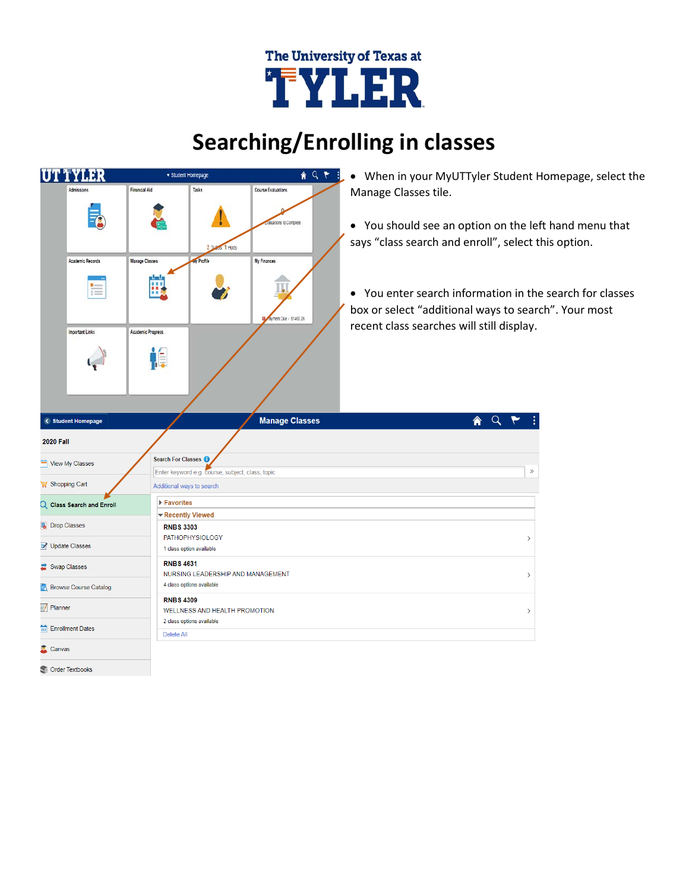The University of Texas at

# TYLER

# Searching/Enrolling in classes

- When in your MyUTTyler Student Homepage, select the Manage Classes tile.
- You should see an option on the left hand menu that says "class search and enroll", select this option.
- You enter search information in the search for classes box or select "additional ways to search". Your most recent class searches will still display.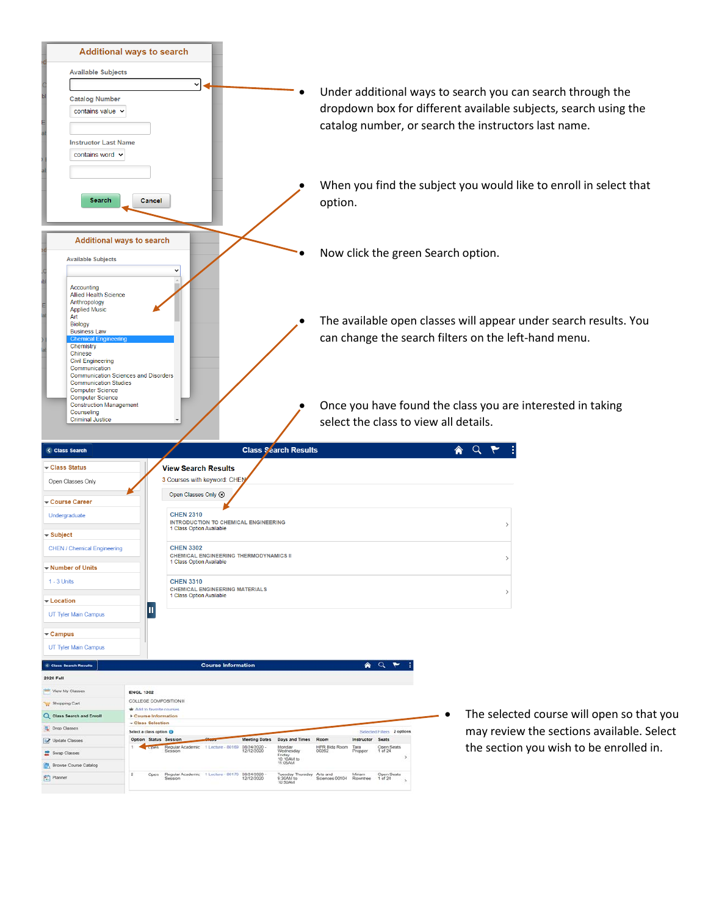- Under additional ways to search you can search through the dropdown box for different available subjects, search using the catalog number, or search the instructors last name.

- When you find the subject you would like to enroll in select that option.

- Now click the green Search option.

- The available open classes will appear under search results. You can change the search filters on the left-hand menu.

- Once you have found the class you are interested in taking select the class to view all details.

- The selected course will open so that you may review the sections available. Select the section you wish to be enrolled in.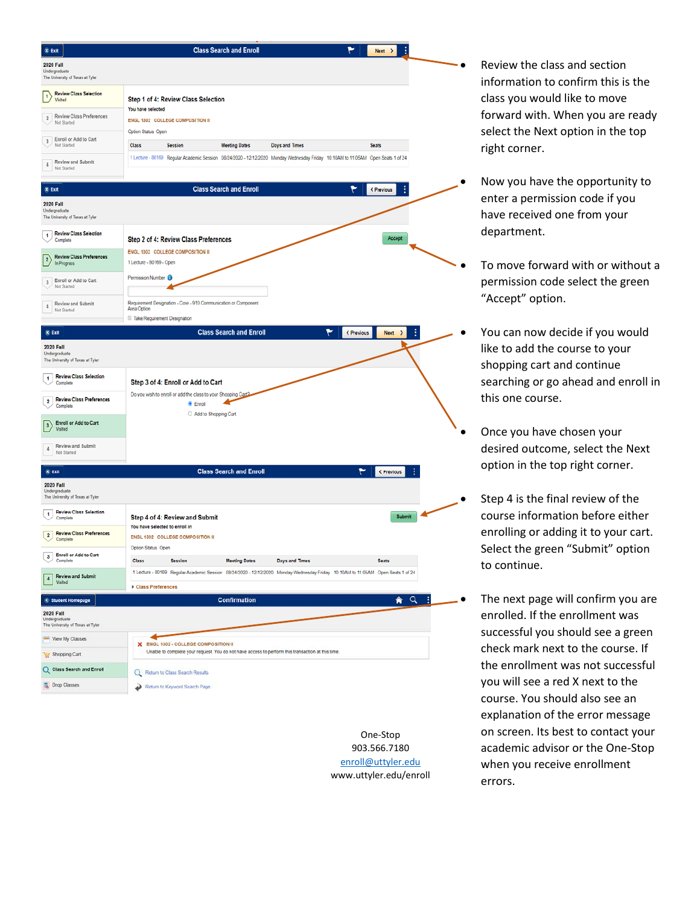- Review the class and section information to confirm this is the class you would like to move forward with. When you are ready select the Next option in the top right corner.

- Now you have the opportunity to enter a permission code if you have received one from your department.

- To move forward with or without a permission code select the green "Accept" option.

- You can now decide if you would like to add the course to your shopping cart and continue searching or go ahead and enroll in this one course.

- Once you have chosen your desired outcome, select the Next option in the top right corner.

- Step 4 is the final review of the course information before either enrolling or adding it to your cart. Select the green "Submit" option to continue.

- The next page will confirm you are enrolled. If the enrollment was successful you should see a green check mark next to the course. If the enrollment was not successful you will see a red X next to the course. You should also see an explanation of the error message on screen. Its best to contact your academic advisor or the One-Stop when you receive enrollment errors.

One-Stop
903.566.7180
enroll@uttyler.edu
www.uttyler.edu/enroll